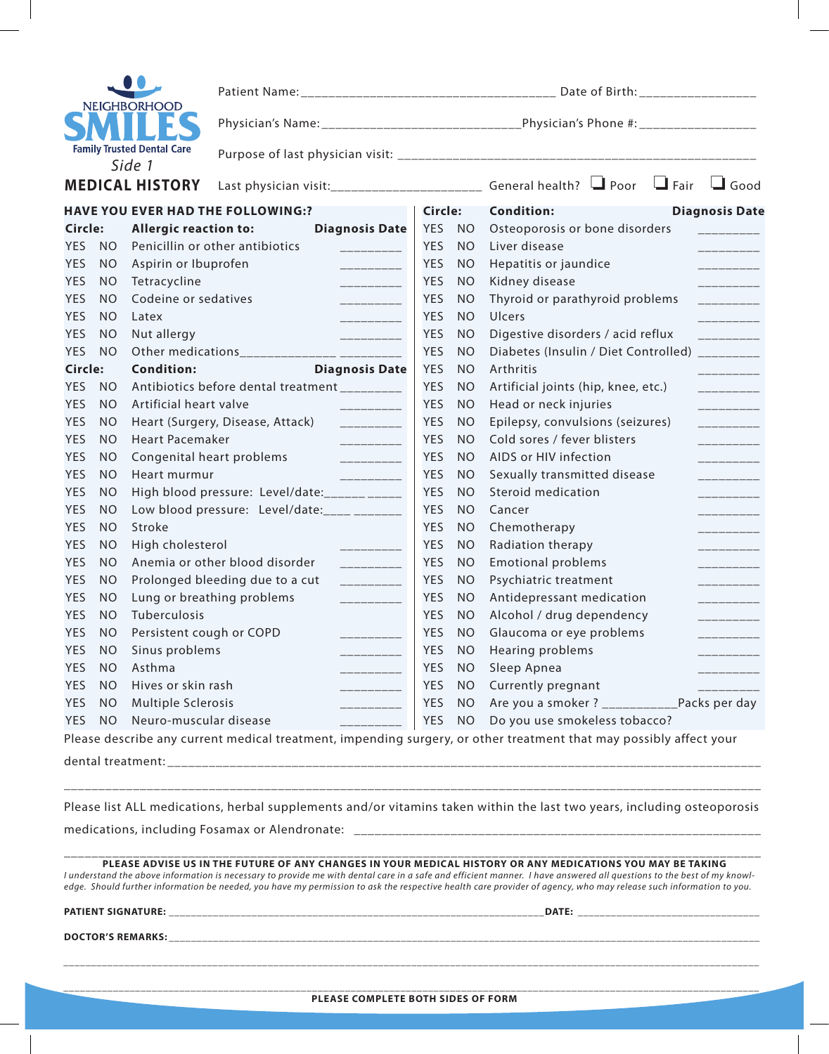NEIGHBORHOOD SMILES
Family Trusted Dental Care

*Side 1*

# MEDICAL HISTORY

Patient Name: ___________________________________ Date of Birth: ________________

Physician's Name: ____________________________ Physician's Phone #: ________________

Purpose of last physician visit: ________________________________________________

Last physician visit: _____________________ General health? ☐ Poor ☐ Fair ☐ Good

## HAVE YOU EVER HAD THE FOLLOWING:?

| Circle: | | Allergic reaction to: | Diagnosis Date |
|---|---|---|---|
| YES | NO | Penicillin or other antibiotics | _________ |
| YES | NO | Aspirin or Ibuprofen | _________ |
| YES | NO | Tetracycline | _________ |
| YES | NO | Codeine or sedatives | _________ |
| YES | NO | Latex | _________ |
| YES | NO | Nut allergy | _________ |
| YES | NO | Other medications______________ | _________ |

| Circle: | | Condition: | Diagnosis Date |
|---|---|---|---|
| YES | NO | Antibiotics before dental treatment | _________ |
| YES | NO | Artificial heart valve | _________ |
| YES | NO | Heart (Surgery, Disease, Attack) | _________ |
| YES | NO | Heart Pacemaker | _________ |
| YES | NO | Congenital heart problems | _________ |
| YES | NO | Heart murmur | _________ |
| YES | NO | High blood pressure: Level/date:______ | _____ |
| YES | NO | Low blood pressure: Level/date:____ | _______ |
| YES | NO | Stroke | _________ |
| YES | NO | High cholesterol | _________ |
| YES | NO | Anemia or other blood disorder | _________ |
| YES | NO | Prolonged bleeding due to a cut | _________ |
| YES | NO | Lung or breathing problems | _________ |
| YES | NO | Tuberculosis | _________ |
| YES | NO | Persistent cough or COPD | _________ |
| YES | NO | Sinus problems | _________ |
| YES | NO | Asthma | _________ |
| YES | NO | Hives or skin rash | _________ |
| YES | NO | Multiple Sclerosis | _________ |
| YES | NO | Neuro-muscular disease | _________ |

| Circle: | | Condition: | Diagnosis Date |
|---|---|---|---|
| YES | NO | Osteoporosis or bone disorders | _________ |
| YES | NO | Liver disease | _________ |
| YES | NO | Hepatitis or jaundice | _________ |
| YES | NO | Kidney disease | _________ |
| YES | NO | Thyroid or parathyroid problems | _________ |
| YES | NO | Ulcers | _________ |
| YES | NO | Digestive disorders / acid reflux | _________ |
| YES | NO | Diabetes (Insulin / Diet Controlled) | _________ |
| YES | NO | Arthritis | _________ |
| YES | NO | Artificial joints (hip, knee, etc.) | _________ |
| YES | NO | Head or neck injuries | _________ |
| YES | NO | Epilepsy, convulsions (seizures) | _________ |
| YES | NO | Cold sores / fever blisters | _________ |
| YES | NO | AIDS or HIV infection | _________ |
| YES | NO | Sexually transmitted disease | _________ |
| YES | NO | Steroid medication | _________ |
| YES | NO | Cancer | _________ |
| YES | NO | Chemotherapy | _________ |
| YES | NO | Radiation therapy | _________ |
| YES | NO | Emotional problems | _________ |
| YES | NO | Psychiatric treatment | _________ |
| YES | NO | Antidepressant medication | _________ |
| YES | NO | Alcohol / drug dependency | _________ |
| YES | NO | Glaucoma or eye problems | _________ |
| YES | NO | Hearing problems | _________ |
| YES | NO | Sleep Apnea | _________ |
| YES | NO | Currently pregnant | _________ |
| YES | NO | Are you a smoker ? ___________Packs per day | |
| YES | NO | Do you use smokeless tobacco? | |

Please describe any current medical treatment, impending surgery, or other treatment that may possibly affect your dental treatment: _______________________________________________________________________

_______________________________________________________________________________________

Please list ALL medications, herbal supplements and/or vitamins taken within the last two years, including osteoporosis medications, including Fosamax or Alendronate: _______________________________________________

_______________________________________________________________________________________

**PLEASE ADVISE US IN THE FUTURE OF ANY CHANGES IN YOUR MEDICAL HISTORY OR ANY MEDICATIONS YOU MAY BE TAKING**

*I understand the above information is necessary to provide me with dental care in a safe and efficient manner. I have answered all questions to the best of my knowledge. Should further information be needed, you have my permission to ask the respective health care provider of agency, who may release such information to you.*

**PATIENT SIGNATURE:** _____________________________________________ **DATE:** ____________________

**DOCTOR'S REMARKS:** ___________________________________________________________________

_______________________________________________________________________________________

_______________________________________________________________________________________

**PLEASE COMPLETE BOTH SIDES OF FORM**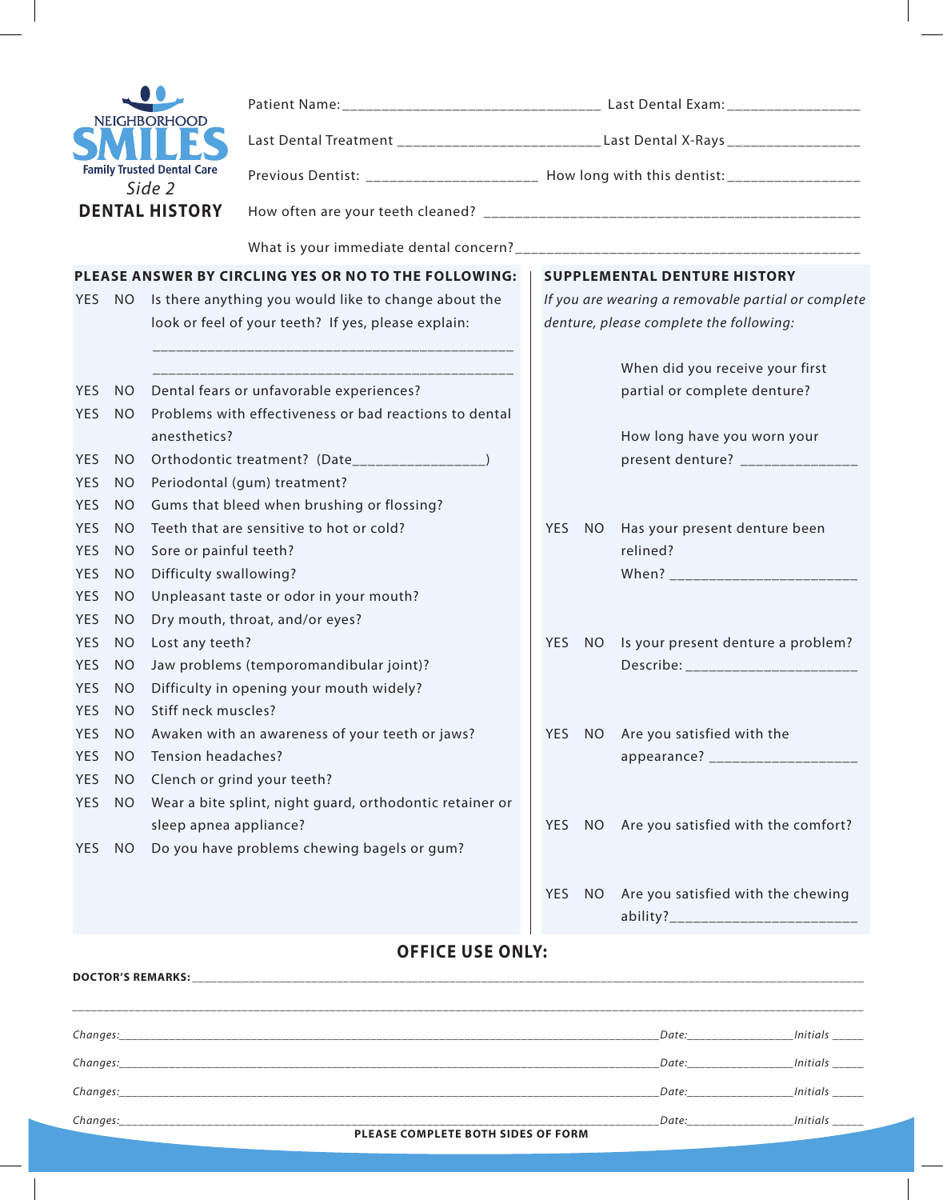NEIGHBORHOOD SMILES

Family Trusted Dental Care

*Side 2*

## DENTAL HISTORY

Patient Name:________________________________ Last Dental Exam:_________________

Last Dental Treatment _________________________ Last Dental X-Rays _________________

Previous Dentist: ______________________ How long with this dentist: _________________

How often are your teeth cleaned? ________________________________________________

What is your immediate dental concern?_____________________________________________

### PLEASE ANSWER BY CIRCLING YES OR NO TO THE FOLLOWING:

YES NO Is there anything you would like to change about the look or feel of your teeth? If yes, please explain:

______________________________________________

______________________________________________

YES NO Dental fears or unfavorable experiences?

YES NO Problems with effectiveness or bad reactions to dental anesthetics?

YES NO Orthodontic treatment? (Date________________)

YES NO Periodontal (gum) treatment?

YES NO Gums that bleed when brushing or flossing?

YES NO Teeth that are sensitive to hot or cold?

YES NO Sore or painful teeth?

YES NO Difficulty swallowing?

YES NO Unpleasant taste or odor in your mouth?

YES NO Dry mouth, throat, and/or eyes?

YES NO Lost any teeth?

YES NO Jaw problems (temporomandibular joint)?

YES NO Difficulty in opening your mouth widely?

YES NO Stiff neck muscles?

YES NO Awaken with an awareness of your teeth or jaws?

YES NO Tension headaches?

YES NO Clench or grind your teeth?

YES NO Wear a bite splint, night guard, orthodontic retainer or sleep apnea appliance?

YES NO Do you have problems chewing bagels or gum?

### SUPPLEMENTAL DENTURE HISTORY

*If you are wearing a removable partial or complete denture, please complete the following:*

When did you receive your first partial or complete denture?

How long have you worn your present denture? _______________

YES NO Has your present denture been relined?
When? ________________________

YES NO Is your present denture a problem?
Describe: ______________________

YES NO Are you satisfied with the appearance? ___________________

YES NO Are you satisfied with the comfort?

YES NO Are you satisfied with the chewing ability?_______________________

### OFFICE USE ONLY:

**DOCTOR'S REMARKS:**_______________________________________________________________________

_____________________________________________________________________________________

*Changes:*_____________________________________________________________ *Date:*________________ *Initials* _____

*Changes:*_____________________________________________________________ *Date:*________________ *Initials* _____

*Changes:*_____________________________________________________________ *Date:*________________ *Initials* _____

*Changes:*_____________________________________________________________ *Date:*________________ *Initials* _____

**PLEASE COMPLETE BOTH SIDES OF FORM**